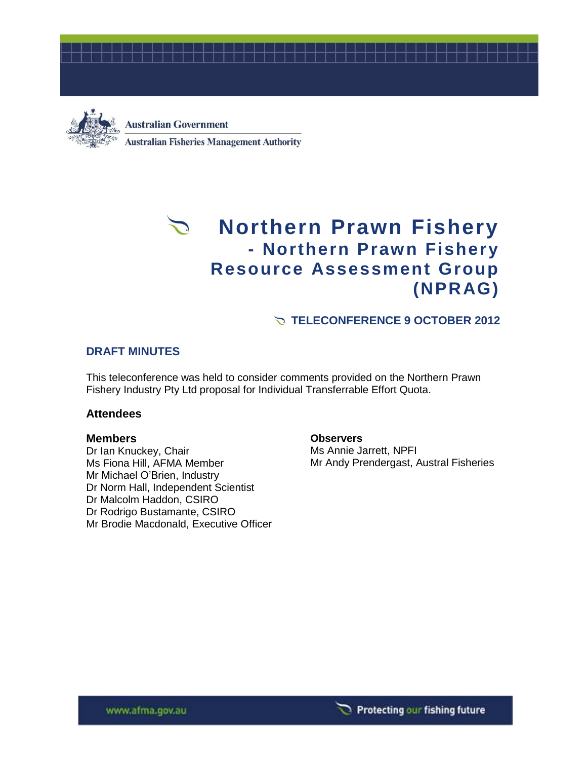Australian Government

Australian Fisheries Management Authority

# Northern Prawn Fishery - Northern Prawn Fishery Resource Assessment Group (NPRAG)

## TELECONFERENCE 9 OCTOBER 2012

## DRAFT MINUTES

This teleconference was held to consider comments provided on the Northern Prawn Fishery Industry Pty Ltd proposal for Individual Transferrable Effort Quota.

### Attendees

**Members**

Dr Ian Knuckey, Chair
Ms Fiona Hill, AFMA Member
Mr Michael O'Brien, Industry
Dr Norm Hall, Independent Scientist
Dr Malcolm Haddon, CSIRO
Dr Rodrigo Bustamante, CSIRO
Mr Brodie Macdonald, Executive Officer

**Observers**

Ms Annie Jarrett, NPFI
Mr Andy Prendergast, Austral Fisheries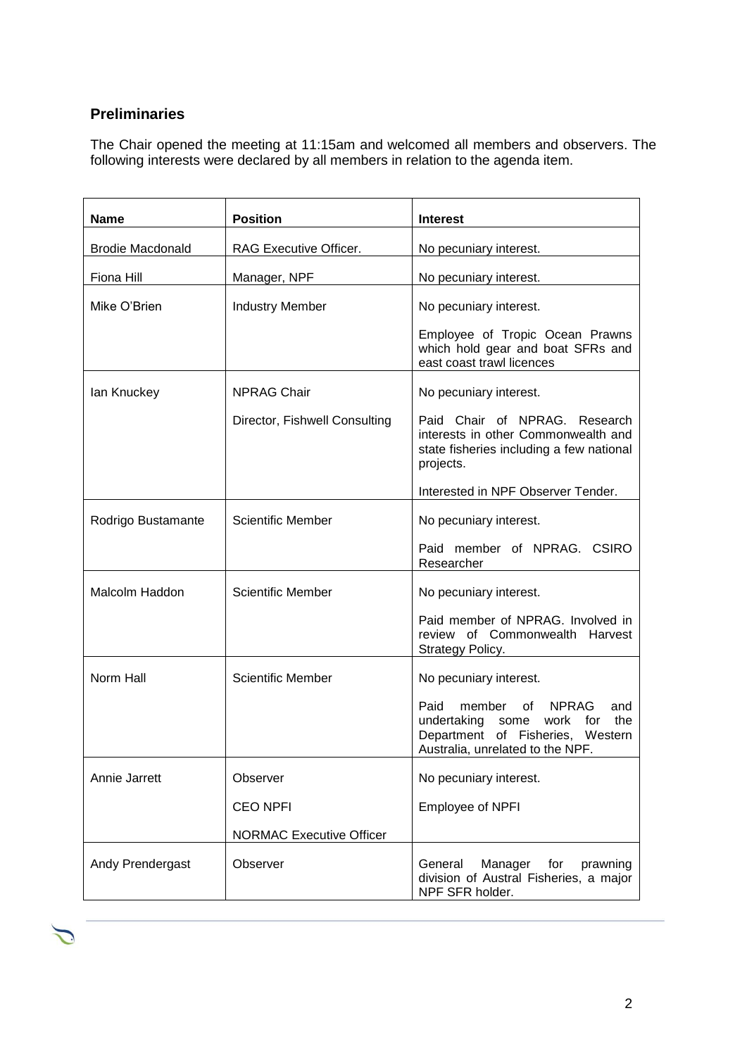## Preliminaries

The Chair opened the meeting at 11:15am and welcomed all members and observers. The following interests were declared by all members in relation to the agenda item.

| Name | Position | Interest |
| --- | --- | --- |
| Brodie Macdonald | RAG Executive Officer. | No pecuniary interest. |
| Fiona Hill | Manager, NPF | No pecuniary interest. |
| Mike O'Brien | Industry Member | No pecuniary interest.<br><br>Employee of Tropic Ocean Prawns which hold gear and boat SFRs and east coast trawl licences |
| Ian Knuckey | NPRAG Chair<br><br>Director, Fishwell Consulting | No pecuniary interest.<br><br>Paid Chair of NPRAG. Research interests in other Commonwealth and state fisheries including a few national projects.<br><br>Interested in NPF Observer Tender. |
| Rodrigo Bustamante | Scientific Member | No pecuniary interest.<br><br>Paid member of NPRAG. CSIRO Researcher |
| Malcolm Haddon | Scientific Member | No pecuniary interest.<br><br>Paid member of NPRAG. Involved in review of Commonwealth Harvest Strategy Policy. |
| Norm Hall | Scientific Member | No pecuniary interest.<br><br>Paid member of NPRAG and undertaking some work for the Department of Fisheries, Western Australia, unrelated to the NPF. |
| Annie Jarrett | Observer<br><br>CEO NPFI<br><br>NORMAC Executive Officer | No pecuniary interest.<br><br>Employee of NPFI |
| Andy Prendergast | Observer | General Manager for prawning division of Austral Fisheries, a major NPF SFR holder. |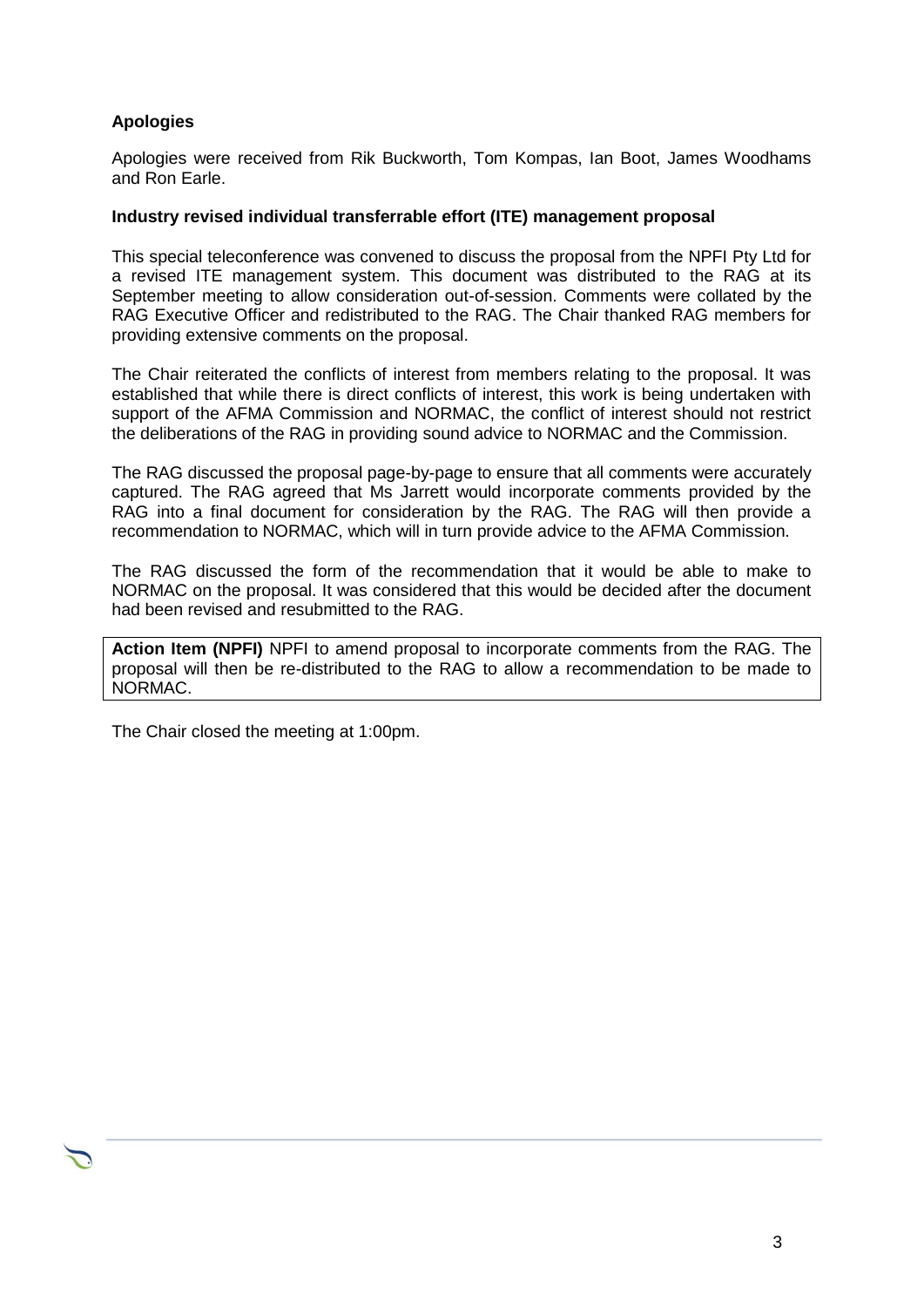**Apologies**

Apologies were received from Rik Buckworth, Tom Kompas, Ian Boot, James Woodhams and Ron Earle.

**Industry revised individual transferrable effort (ITE) management proposal**

This special teleconference was convened to discuss the proposal from the NPFI Pty Ltd for a revised ITE management system. This document was distributed to the RAG at its September meeting to allow consideration out-of-session. Comments were collated by the RAG Executive Officer and redistributed to the RAG. The Chair thanked RAG members for providing extensive comments on the proposal.

The Chair reiterated the conflicts of interest from members relating to the proposal. It was established that while there is direct conflicts of interest, this work is being undertaken with support of the AFMA Commission and NORMAC, the conflict of interest should not restrict the deliberations of the RAG in providing sound advice to NORMAC and the Commission.

The RAG discussed the proposal page-by-page to ensure that all comments were accurately captured. The RAG agreed that Ms Jarrett would incorporate comments provided by the RAG into a final document for consideration by the RAG. The RAG will then provide a recommendation to NORMAC, which will in turn provide advice to the AFMA Commission.

The RAG discussed the form of the recommendation that it would be able to make to NORMAC on the proposal. It was considered that this would be decided after the document had been revised and resubmitted to the RAG.

**Action Item (NPFI)** NPFI to amend proposal to incorporate comments from the RAG. The proposal will then be re-distributed to the RAG to allow a recommendation to be made to NORMAC.

The Chair closed the meeting at 1:00pm.